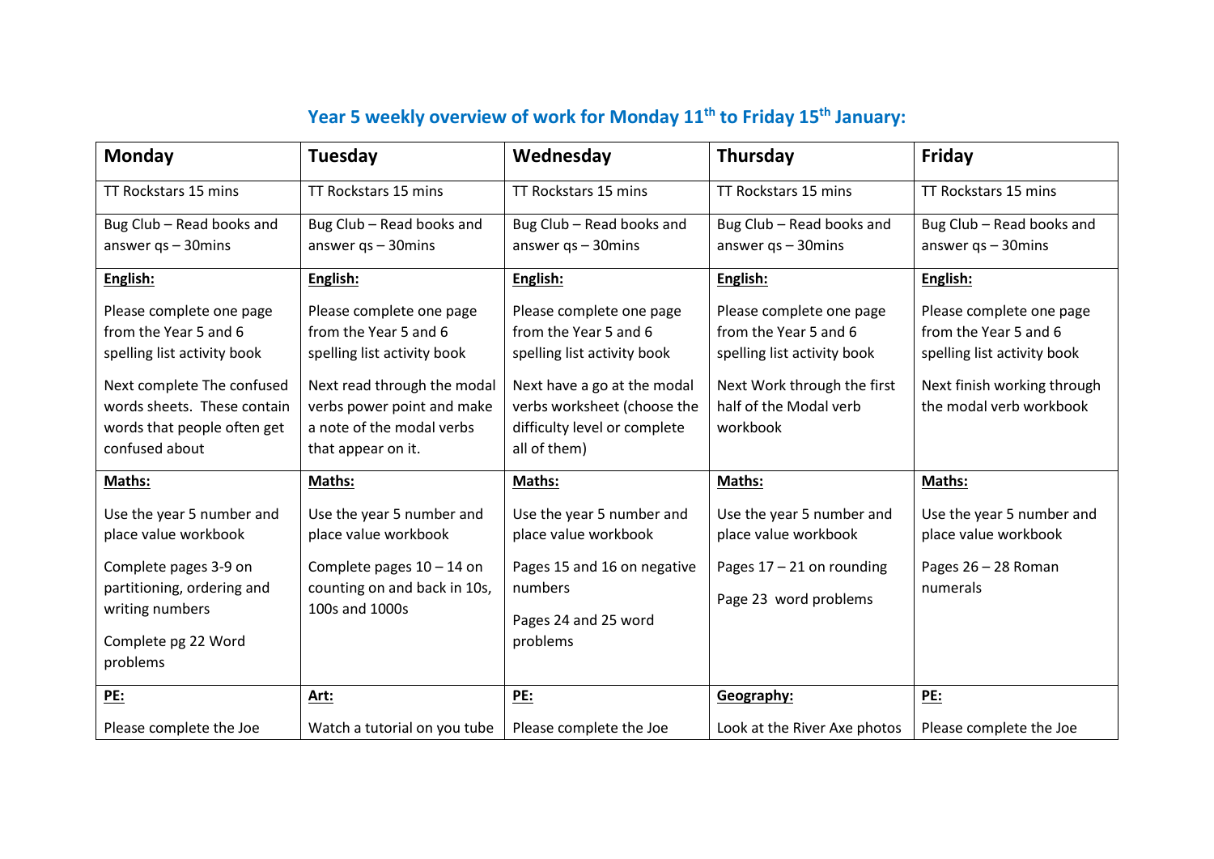## Year 5 weekly overview of work for Monday 11th to Friday 15th January:

| Monday | Tuesday | Wednesday | Thursday | Friday |
|---|---|---|---|---|
| TT Rockstars 15 mins | TT Rockstars 15 mins | TT Rockstars 15 mins | TT Rockstars 15 mins | TT Rockstars 15 mins |
| Bug Club – Read books and answer qs – 30mins | Bug Club – Read books and answer qs – 30mins | Bug Club – Read books and answer qs – 30mins | Bug Club – Read books and answer qs – 30mins | Bug Club – Read books and answer qs – 30mins |
| **English:** Please complete one page from the Year 5 and 6 spelling list activity book. Next complete The confused words sheets. These contain words that people often get confused about | **English:** Please complete one page from the Year 5 and 6 spelling list activity book. Next read through the modal verbs power point and make a note of the modal verbs that appear on it. | **English:** Please complete one page from the Year 5 and 6 spelling list activity book. Next have a go at the modal verbs worksheet (choose the difficulty level or complete all of them) | **English:** Please complete one page from the Year 5 and 6 spelling list activity book. Next Work through the first half of the Modal verb workbook | **English:** Please complete one page from the Year 5 and 6 spelling list activity book. Next finish working through the modal verb workbook |
| **Maths:** Use the year 5 number and place value workbook. Complete pages 3-9 on partitioning, ordering and writing numbers. Complete pg 22 Word problems | **Maths:** Use the year 5 number and place value workbook. Complete pages 10 – 14 on counting on and back in 10s, 100s and 1000s | **Maths:** Use the year 5 number and place value workbook. Pages 15 and 16 on negative numbers. Pages 24 and 25 word problems | **Maths:** Use the year 5 number and place value workbook. Pages 17 – 21 on rounding. Page 23 word problems | **Maths:** Use the year 5 number and place value workbook. Pages 26 – 28 Roman numerals |
| **PE:** Please complete the Joe | **Art:** Watch a tutorial on you tube | **PE:** Please complete the Joe | **Geography:** Look at the River Axe photos | **PE:** Please complete the Joe |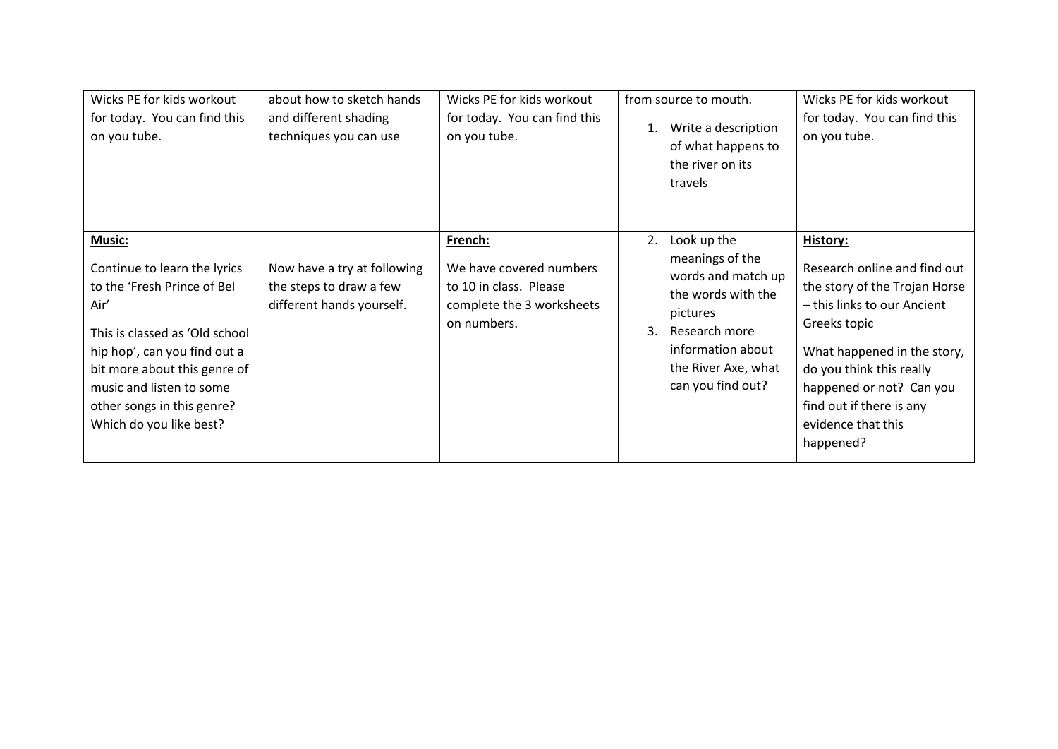| | | | | |
|---|---|---|---|---|
| Wicks PE for kids workout for today. You can find this on you tube. | about how to sketch hands and different shading techniques you can use | Wicks PE for kids workout for today. You can find this on you tube. | from source to mouth.<br>1. Write a description of what happens to the river on its travels | Wicks PE for kids workout for today. You can find this on you tube. |
| **Music:**<br>Continue to learn the lyrics to the 'Fresh Prince of Bel Air'<br>This is classed as 'Old school hip hop', can you find out a bit more about this genre of music and listen to some other songs in this genre? Which do you like best? | Now have a try at following the steps to draw a few different hands yourself. | **French:**<br>We have covered numbers to 10 in class. Please complete the 3 worksheets on numbers. | 2. Look up the meanings of the words and match up the words with the pictures<br>3. Research more information about the River Axe, what can you find out? | **History:**<br>Research online and find out the story of the Trojan Horse – this links to our Ancient Greeks topic<br>What happened in the story, do you think this really happened or not? Can you find out if there is any evidence that this happened? |